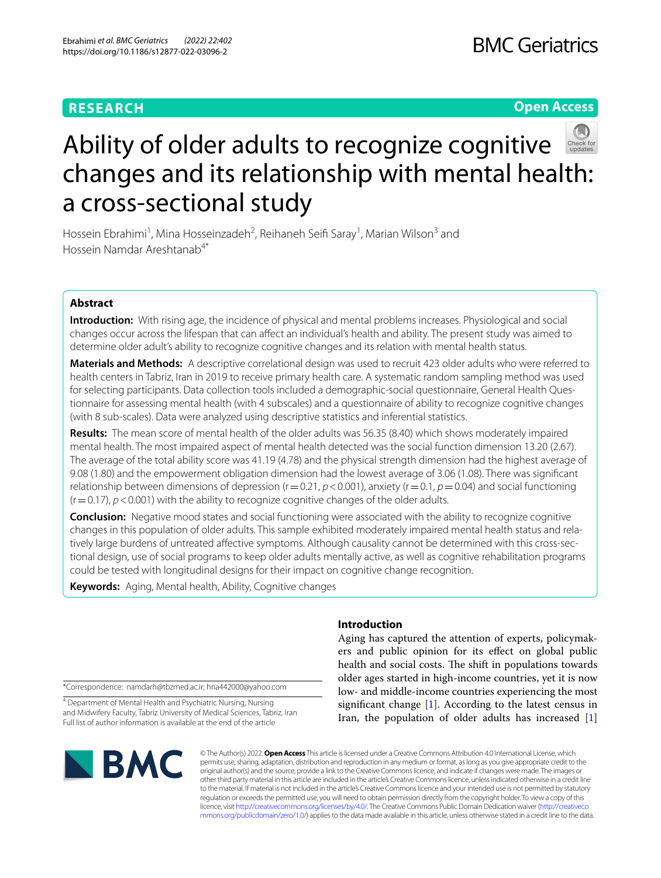RESEARCH

Open Access

# Ability of older adults to recognize cognitive changes and its relationship with mental health: a cross-sectional study

Hossein Ebrahimi[1], Mina Hosseinzadeh[2], Reihaneh Seifi Saray[1], Marian Wilson[3] and Hossein Namdar Areshtanab[4*]

## Abstract

**Introduction:** With rising age, the incidence of physical and mental problems increases. Physiological and social changes occur across the lifespan that can affect an individual's health and ability. The present study was aimed to determine older adult's ability to recognize cognitive changes and its relation with mental health status.

**Materials and Methods:** A descriptive correlational design was used to recruit 423 older adults who were referred to health centers in Tabriz, Iran in 2019 to receive primary health care. A systematic random sampling method was used for selecting participants. Data collection tools included a demographic-social questionnaire, General Health Questionnaire for assessing mental health (with 4 subscales) and a questionnaire of ability to recognize cognitive changes (with 8 sub-scales). Data were analyzed using descriptive statistics and inferential statistics.

**Results:** The mean score of mental health of the older adults was 56.35 (8.40) which shows moderately impaired mental health. The most impaired aspect of mental health detected was the social function dimension 13.20 (2.67). The average of the total ability score was 41.19 (4.78) and the physical strength dimension had the highest average of 9.08 (1.80) and the empowerment obligation dimension had the lowest average of 3.06 (1.08). There was significant relationship between dimensions of depression ($r=0.21$, $p<0.001$), anxiety ($r=0.1$, $p=0.04$) and social functioning ($r=0.17$), $p<0.001$) with the ability to recognize cognitive changes of the older adults.

**Conclusion:** Negative mood states and social functioning were associated with the ability to recognize cognitive changes in this population of older adults. This sample exhibited moderately impaired mental health status and relatively large burdens of untreated affective symptoms. Although causality cannot be determined with this cross-sectional design, use of social programs to keep older adults mentally active, as well as cognitive rehabilitation programs could be tested with longitudinal designs for their impact on cognitive change recognition.

**Keywords:** Aging, Mental health, Ability, Cognitive changes

## Introduction

Aging has captured the attention of experts, policymakers and public opinion for its effect on global public health and social costs. The shift in populations towards older ages started in high-income countries, yet it is now low- and middle-income countries experiencing the most significant change [1]. According to the latest census in Iran, the population of older adults has increased [1]

*Correspondence: namdarh@tbzmed.ac.ir; hna442000@yahoo.com

[4] Department of Mental Health and Psychiatric Nursing, Nursing and Midwifery Faculty, Tabriz University of Medical Sciences, Tabriz, Iran
Full list of author information is available at the end of the article

© The Author(s) 2022. **Open Access** This article is licensed under a Creative Commons Attribution 4.0 International License, which permits use, sharing, adaptation, distribution and reproduction in any medium or format, as long as you give appropriate credit to the original author(s) and the source, provide a link to the Creative Commons licence, and indicate if changes were made. The images or other third party material in this article are included in the article's Creative Commons licence, unless indicated otherwise in a credit line to the material. If material is not included in the article's Creative Commons licence and your intended use is not permitted by statutory regulation or exceeds the permitted use, you will need to obtain permission directly from the copyright holder. To view a copy of this licence, visit http://creativecommons.org/licenses/by/4.0/. The Creative Commons Public Domain Dedication waiver (http://creativecommons.org/publicdomain/zero/1.0/) applies to the data made available in this article, unless otherwise stated in a credit line to the data.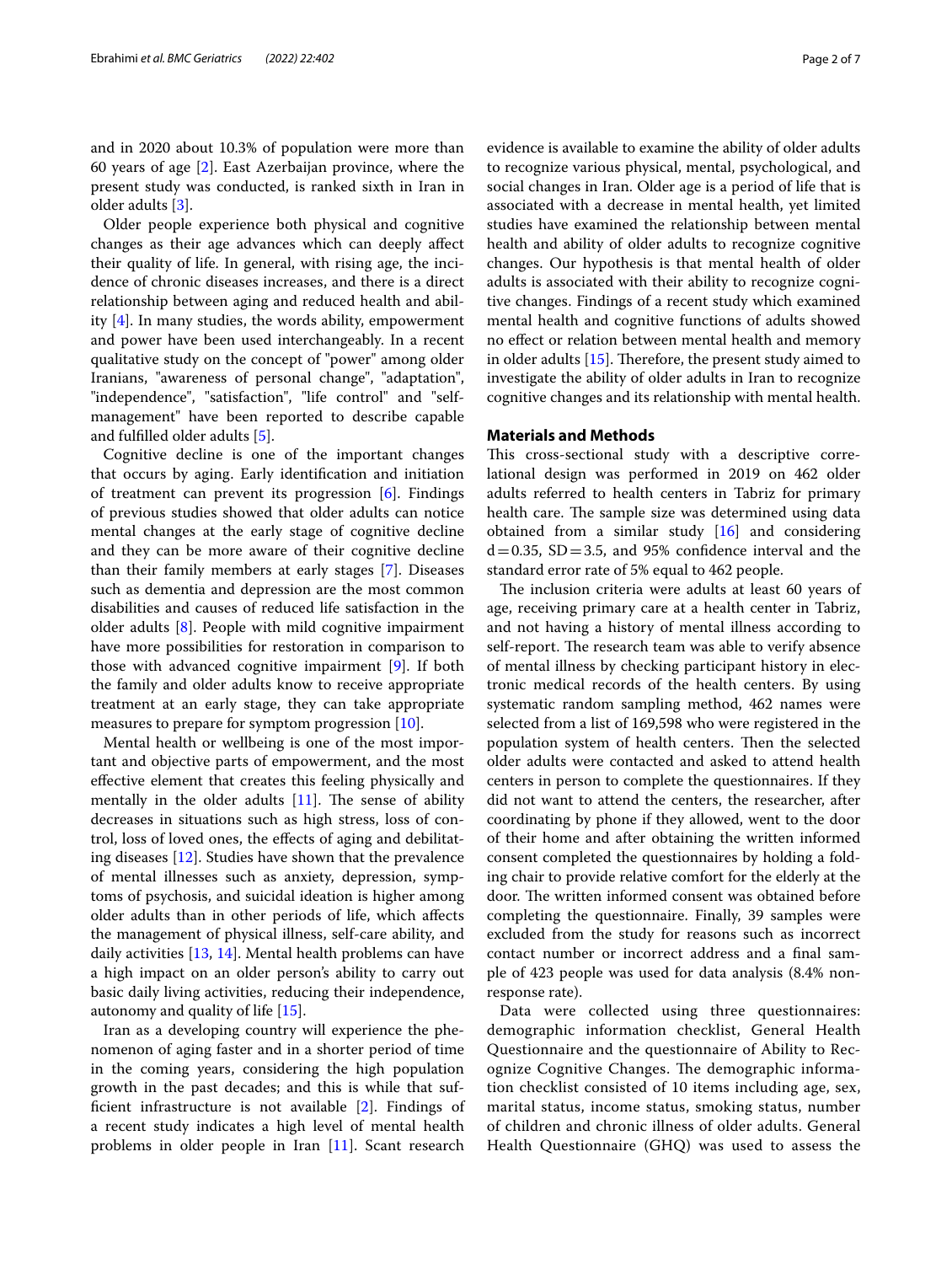and in 2020 about 10.3% of population were more than 60 years of age [2]. East Azerbaijan province, where the present study was conducted, is ranked sixth in Iran in older adults [3].

Older people experience both physical and cognitive changes as their age advances which can deeply affect their quality of life. In general, with rising age, the incidence of chronic diseases increases, and there is a direct relationship between aging and reduced health and ability [4]. In many studies, the words ability, empowerment and power have been used interchangeably. In a recent qualitative study on the concept of "power" among older Iranians, "awareness of personal change", "adaptation", "independence", "satisfaction", "life control" and "self-management" have been reported to describe capable and fulfilled older adults [5].

Cognitive decline is one of the important changes that occurs by aging. Early identification and initiation of treatment can prevent its progression [6]. Findings of previous studies showed that older adults can notice mental changes at the early stage of cognitive decline and they can be more aware of their cognitive decline than their family members at early stages [7]. Diseases such as dementia and depression are the most common disabilities and causes of reduced life satisfaction in the older adults [8]. People with mild cognitive impairment have more possibilities for restoration in comparison to those with advanced cognitive impairment [9]. If both the family and older adults know to receive appropriate treatment at an early stage, they can take appropriate measures to prepare for symptom progression [10].

Mental health or wellbeing is one of the most important and objective parts of empowerment, and the most effective element that creates this feeling physically and mentally in the older adults [11]. The sense of ability decreases in situations such as high stress, loss of control, loss of loved ones, the effects of aging and debilitating diseases [12]. Studies have shown that the prevalence of mental illnesses such as anxiety, depression, symptoms of psychosis, and suicidal ideation is higher among older adults than in other periods of life, which affects the management of physical illness, self-care ability, and daily activities [13, 14]. Mental health problems can have a high impact on an older person's ability to carry out basic daily living activities, reducing their independence, autonomy and quality of life [15].

Iran as a developing country will experience the phenomenon of aging faster and in a shorter period of time in the coming years, considering the high population growth in the past decades; and this is while that sufficient infrastructure is not available [2]. Findings of a recent study indicates a high level of mental health problems in older people in Iran [11]. Scant research evidence is available to examine the ability of older adults to recognize various physical, mental, psychological, and social changes in Iran. Older age is a period of life that is associated with a decrease in mental health, yet limited studies have examined the relationship between mental health and ability of older adults to recognize cognitive changes. Our hypothesis is that mental health of older adults is associated with their ability to recognize cognitive changes. Findings of a recent study which examined mental health and cognitive functions of adults showed no effect or relation between mental health and memory in older adults [15]. Therefore, the present study aimed to investigate the ability of older adults in Iran to recognize cognitive changes and its relationship with mental health.

## Materials and Methods

This cross-sectional study with a descriptive correlational design was performed in 2019 on 462 older adults referred to health centers in Tabriz for primary health care. The sample size was determined using data obtained from a similar study [16] and considering $d = 0.35$, $SD = 3.5$, and 95% confidence interval and the standard error rate of 5% equal to 462 people.

The inclusion criteria were adults at least 60 years of age, receiving primary care at a health center in Tabriz, and not having a history of mental illness according to self-report. The research team was able to verify absence of mental illness by checking participant history in electronic medical records of the health centers. By using systematic random sampling method, 462 names were selected from a list of 169,598 who were registered in the population system of health centers. Then the selected older adults were contacted and asked to attend health centers in person to complete the questionnaires. If they did not want to attend the centers, the researcher, after coordinating by phone if they allowed, went to the door of their home and after obtaining the written informed consent completed the questionnaires by holding a folding chair to provide relative comfort for the elderly at the door. The written informed consent was obtained before completing the questionnaire. Finally, 39 samples were excluded from the study for reasons such as incorrect contact number or incorrect address and a final sample of 423 people was used for data analysis (8.4% non-response rate).

Data were collected using three questionnaires: demographic information checklist, General Health Questionnaire and the questionnaire of Ability to Recognize Cognitive Changes. The demographic information checklist consisted of 10 items including age, sex, marital status, income status, smoking status, number of children and chronic illness of older adults. General Health Questionnaire (GHQ) was used to assess the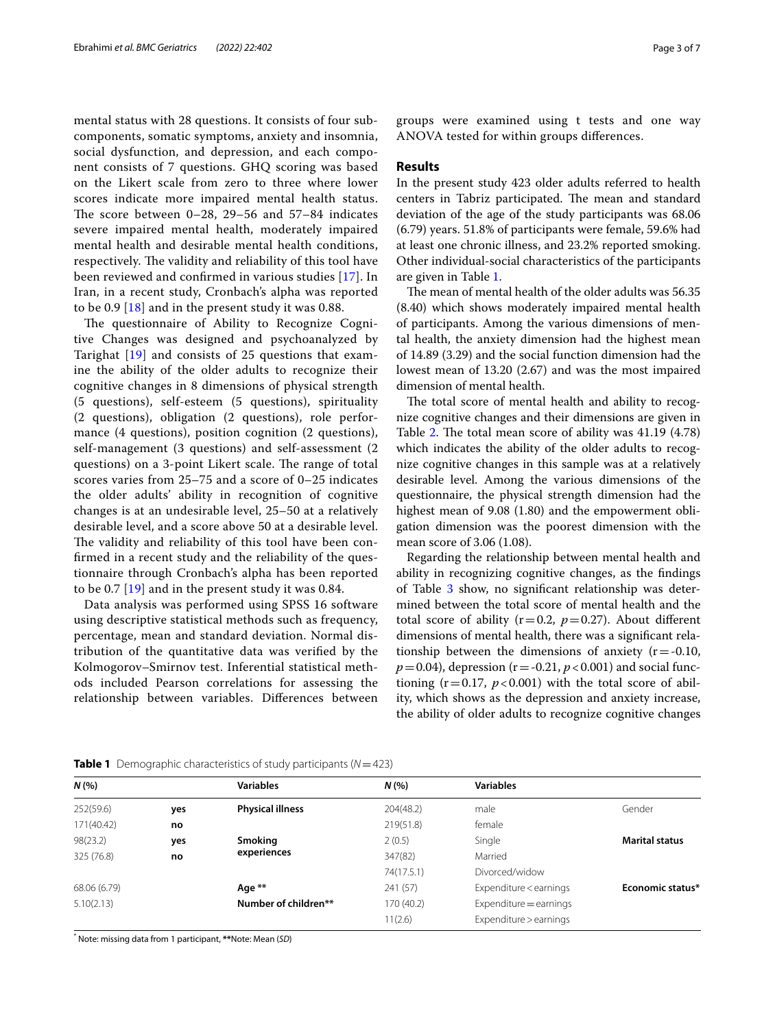mental status with 28 questions. It consists of four subcomponents, somatic symptoms, anxiety and insomnia, social dysfunction, and depression, and each component consists of 7 questions. GHQ scoring was based on the Likert scale from zero to three where lower scores indicate more impaired mental health status. The score between 0–28, 29–56 and 57–84 indicates severe impaired mental health, moderately impaired mental health and desirable mental health conditions, respectively. The validity and reliability of this tool have been reviewed and confirmed in various studies [17]. In Iran, in a recent study, Cronbach's alpha was reported to be 0.9 [18] and in the present study it was 0.88.

The questionnaire of Ability to Recognize Cognitive Changes was designed and psychoanalyzed by Tarighat [19] and consists of 25 questions that examine the ability of the older adults to recognize their cognitive changes in 8 dimensions of physical strength (5 questions), self-esteem (5 questions), spirituality (2 questions), obligation (2 questions), role performance (4 questions), position cognition (2 questions), self-management (3 questions) and self-assessment (2 questions) on a 3-point Likert scale. The range of total scores varies from 25–75 and a score of 0–25 indicates the older adults' ability in recognition of cognitive changes is at an undesirable level, 25–50 at a relatively desirable level, and a score above 50 at a desirable level. The validity and reliability of this tool have been confirmed in a recent study and the reliability of the questionnaire through Cronbach's alpha has been reported to be 0.7 [19] and in the present study it was 0.84.

Data analysis was performed using SPSS 16 software using descriptive statistical methods such as frequency, percentage, mean and standard deviation. Normal distribution of the quantitative data was verified by the Kolmogorov–Smirnov test. Inferential statistical methods included Pearson correlations for assessing the relationship between variables. Differences between groups were examined using t tests and one way ANOVA tested for within groups differences.

## Results

In the present study 423 older adults referred to health centers in Tabriz participated. The mean and standard deviation of the age of the study participants was 68.06 (6.79) years. 51.8% of participants were female, 59.6% had at least one chronic illness, and 23.2% reported smoking. Other individual-social characteristics of the participants are given in Table 1.

The mean of mental health of the older adults was 56.35 (8.40) which shows moderately impaired mental health of participants. Among the various dimensions of mental health, the anxiety dimension had the highest mean of 14.89 (3.29) and the social function dimension had the lowest mean of 13.20 (2.67) and was the most impaired dimension of mental health.

The total score of mental health and ability to recognize cognitive changes and their dimensions are given in Table 2. The total mean score of ability was 41.19 (4.78) which indicates the ability of the older adults to recognize cognitive changes in this sample was at a relatively desirable level. Among the various dimensions of the questionnaire, the physical strength dimension had the highest mean of 9.08 (1.80) and the empowerment obligation dimension was the poorest dimension with the mean score of 3.06 (1.08).

Regarding the relationship between mental health and ability in recognizing cognitive changes, as the findings of Table 3 show, no significant relationship was determined between the total score of mental health and the total score of ability ($r = 0.2$, $p = 0.27$). About different dimensions of mental health, there was a significant relationship between the dimensions of anxiety ($r = -0.10$, $p = 0.04$), depression ($r = -0.21$, $p < 0.001$) and social functioning ($r = 0.17$, $p < 0.001$) with the total score of ability, which shows as the depression and anxiety increase, the ability of older adults to recognize cognitive changes

**Table 1** Demographic characteristics of study participants ($N = 423$)

| *N* (%) | | Variables | *N* (%) | Variables | |
|---|---|---|---|---|---|
| 252(59.6) | **yes** | **Physical illness** | 204(48.2) | male | Gender |
| 171(40.42) | **no** | | 219(51.8) | female | |
| 98(23.2) | **yes** | **Smoking experiences** | 2 (0.5) | Single | **Marital status** |
| 325 (76.8) | **no** | | 347(82) | Married | |
| | | | 74(17.5.1) | Divorced/widow | |
| 68.06 (6.79) | | **Age \*\*** | 241 (57) | Expenditure < earnings | **Economic status\*** |
| 5.10(2.13) | | **Number of children\*\*** | 170 (40.2) | Expenditure = earnings | |
| | | | 11(2.6) | Expenditure > earnings | |

* Note: missing data from 1 participant, **Note: Mean (*SD*)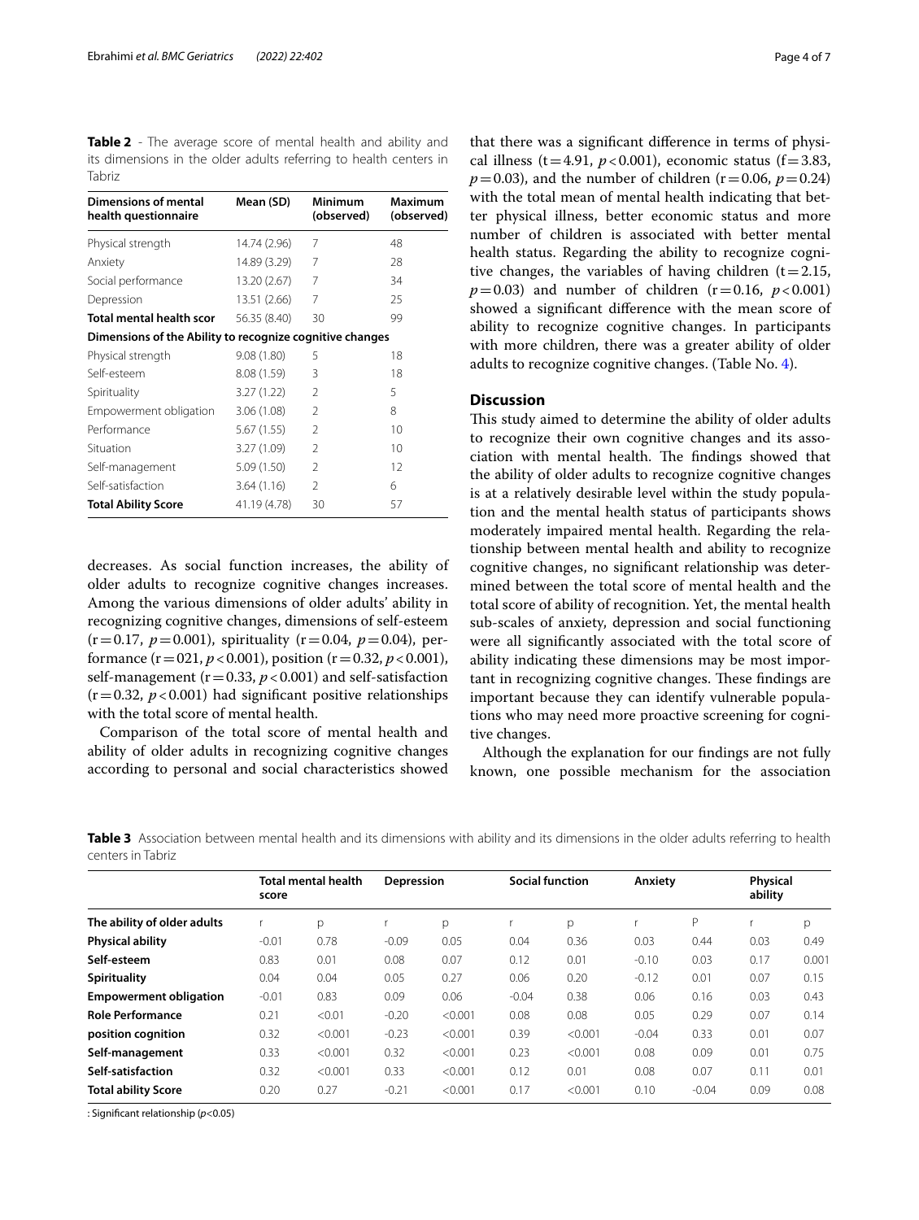**Table 2** - The average score of mental health and ability and its dimensions in the older adults referring to health centers in Tabriz

| Dimensions of mental health questionnaire | Mean (SD) | Minimum (observed) | Maximum (observed) |
|---|---|---|---|
| Physical strength | 14.74 (2.96) | 7 | 48 |
| Anxiety | 14.89 (3.29) | 7 | 28 |
| Social performance | 13.20 (2.67) | 7 | 34 |
| Depression | 13.51 (2.66) | 7 | 25 |
| **Total mental health scor** | 56.35 (8.40) | 30 | 99 |
| **Dimensions of the Ability to recognize cognitive changes** | | | |
| Physical strength | 9.08 (1.80) | 5 | 18 |
| Self-esteem | 8.08 (1.59) | 3 | 18 |
| Spirituality | 3.27 (1.22) | 2 | 5 |
| Empowerment obligation | 3.06 (1.08) | 2 | 8 |
| Performance | 5.67 (1.55) | 2 | 10 |
| Situation | 3.27 (1.09) | 2 | 10 |
| Self-management | 5.09 (1.50) | 2 | 12 |
| Self-satisfaction | 3.64 (1.16) | 2 | 6 |
| **Total Ability Score** | 41.19 (4.78) | 30 | 57 |

decreases. As social function increases, the ability of older adults to recognize cognitive changes increases. Among the various dimensions of older adults' ability in recognizing cognitive changes, dimensions of self-esteem ($r=0.17$, $p=0.001$), spirituality ($r=0.04$, $p=0.04$), performance ($r=021$, $p<0.001$), position ($r=0.32$, $p<0.001$), self-management ($r=0.33$, $p<0.001$) and self-satisfaction ($r=0.32$, $p<0.001$) had significant positive relationships with the total score of mental health.

Comparison of the total score of mental health and ability of older adults in recognizing cognitive changes according to personal and social characteristics showed that there was a significant difference in terms of physical illness ($t=4.91$, $p<0.001$), economic status ($f=3.83$, $p=0.03$), and the number of children ($r=0.06$, $p=0.24$) with the total mean of mental health indicating that better physical illness, better economic status and more number of children is associated with better mental health status. Regarding the ability to recognize cognitive changes, the variables of having children ($t=2.15$, $p=0.03$) and number of children ($r=0.16$, $p<0.001$) showed a significant difference with the mean score of ability to recognize cognitive changes. In participants with more children, there was a greater ability of older adults to recognize cognitive changes. (Table No. 4).

## Discussion

This study aimed to determine the ability of older adults to recognize their own cognitive changes and its association with mental health. The findings showed that the ability of older adults to recognize cognitive changes is at a relatively desirable level within the study population and the mental health status of participants shows moderately impaired mental health. Regarding the relationship between mental health and ability to recognize cognitive changes, no significant relationship was determined between the total score of mental health and the total score of ability of recognition. Yet, the mental health sub-scales of anxiety, depression and social functioning were all significantly associated with the total score of ability indicating these dimensions may be most important in recognizing cognitive changes. These findings are important because they can identify vulnerable populations who may need more proactive screening for cognitive changes.

Although the explanation for our findings are not fully known, one possible mechanism for the association

**Table 3** Association between mental health and its dimensions with ability and its dimensions in the older adults referring to health centers in Tabriz

| | Total mental health score | | Depression | | Social function | | Anxiety | | Physical ability | |
|---|---|---|---|---|---|---|---|---|---|---|
| **The ability of older adults** | r | p | r | p | r | p | r | P | r | p |
| **Physical ability** | -0.01 | 0.78 | -0.09 | 0.05 | 0.04 | 0.36 | 0.03 | 0.44 | 0.03 | 0.49 |
| **Self-esteem** | 0.83 | 0.01 | 0.08 | 0.07 | 0.12 | 0.01 | -0.10 | 0.03 | 0.17 | 0.001 |
| **Spirituality** | 0.04 | 0.04 | 0.05 | 0.27 | 0.06 | 0.20 | -0.12 | 0.01 | 0.07 | 0.15 |
| **Empowerment obligation** | -0.01 | 0.83 | 0.09 | 0.06 | -0.04 | 0.38 | 0.06 | 0.16 | 0.03 | 0.43 |
| **Role Performance** | 0.21 | <0.01 | -0.20 | <0.001 | 0.08 | 0.08 | 0.05 | 0.29 | 0.07 | 0.14 |
| **position cognition** | 0.32 | <0.001 | -0.23 | <0.001 | 0.39 | <0.001 | -0.04 | 0.33 | 0.01 | 0.07 |
| **Self-management** | 0.33 | <0.001 | 0.32 | <0.001 | 0.23 | <0.001 | 0.08 | 0.09 | 0.01 | 0.75 |
| **Self-satisfaction** | 0.32 | <0.001 | 0.33 | <0.001 | 0.12 | 0.01 | 0.08 | 0.07 | 0.11 | 0.01 |
| **Total ability Score** | 0.20 | 0.27 | -0.21 | <0.001 | 0.17 | <0.001 | 0.10 | -0.04 | 0.09 | 0.08 |

: Significant relationship ($p<0.05$)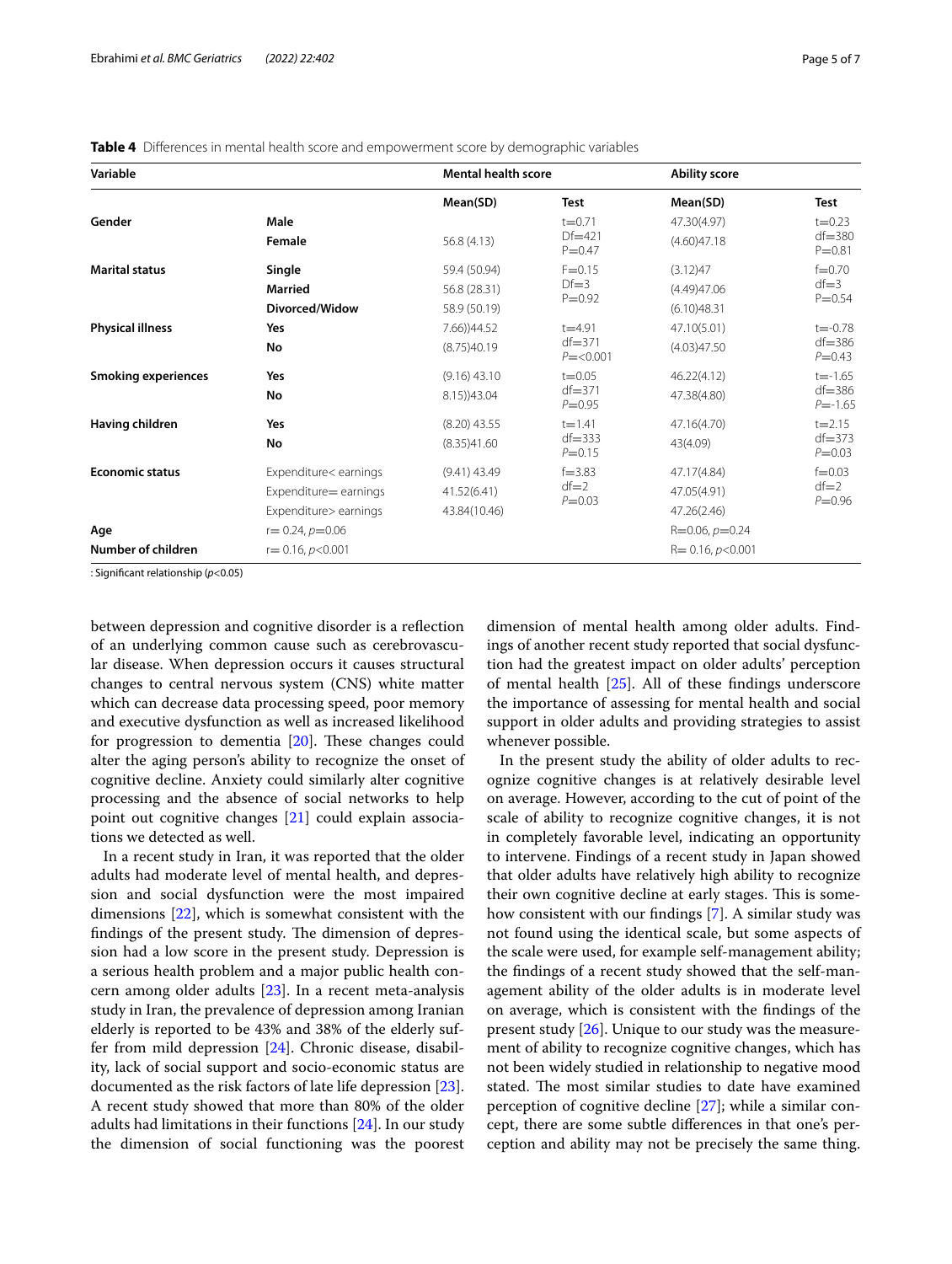**Table 4** Differences in mental health score and empowerment score by demographic variables

| Variable | | Mental health score | | Ability score | |
|---|---|---|---|---|---|
| | | Mean(SD) | Test | Mean(SD) | Test |
| **Gender** | **Male** | | t=0.71<br>Df=421<br>P=0.47 | 47.30(4.97) | t=0.23<br>df=380<br>P=0.81 |
| | **Female** | 56.8 (4.13) | | (4.60)47.18 | |
| **Marital status** | **Single** | 59.4 (50.94) | F=0.15<br>Df=3<br>P=0.92 | (3.12)47 | f=0.70<br>df=3<br>P=0.54 |
| | **Married** | 56.8 (28.31) | | (4.49)47.06 | |
| | **Divorced/Widow** | 58.9 (50.19) | | (6.10)48.31 | |
| **Physical illness** | **Yes** | 7.66))44.52 | t=4.91<br>df=371<br>P=<0.001 | 47.10(5.01) | t=-0.78<br>df=386<br>P=0.43 |
| | **No** | (8.75)40.19 | | (4.03)47.50 | |
| **Smoking experiences** | **Yes** | (9.16) 43.10 | t=0.05<br>df=371<br>P=0.95 | 46.22(4.12) | t=-1.65<br>df=386<br>P=-1.65 |
| | **No** | 8.15))43.04 | | 47.38(4.80) | |
| **Having children** | **Yes** | (8.20) 43.55 | t=1.41<br>df=333<br>P=0.15 | 47.16(4.70) | t=2.15<br>df=373<br>P=0.03 |
| | **No** | (8.35)41.60 | | 43(4.09) | |
| **Economic status** | Expenditure< earnings | (9.41) 43.49 | f=3.83<br>df=2<br>P=0.03 | 47.17(4.84) | f=0.03<br>df=2<br>P=0.96 |
| | Expenditure= earnings | 41.52(6.41) | | 47.05(4.91) | |
| | Expenditure> earnings | 43.84(10.46) | | 47.26(2.46) | |
| **Age** | r= 0.24, p=0.06 | | | R=0.06, p=0.24 | |
| **Number of children** | r= 0.16, p<0.001 | | | R= 0.16, p<0.001 | |

: Significant relationship ($p<0.05$)

between depression and cognitive disorder is a reflection of an underlying common cause such as cerebrovascular disease. When depression occurs it causes structural changes to central nervous system (CNS) white matter which can decrease data processing speed, poor memory and executive dysfunction as well as increased likelihood for progression to dementia [20]. These changes could alter the aging person's ability to recognize the onset of cognitive decline. Anxiety could similarly alter cognitive processing and the absence of social networks to help point out cognitive changes [21] could explain associations we detected as well.

In a recent study in Iran, it was reported that the older adults had moderate level of mental health, and depression and social dysfunction were the most impaired dimensions [22], which is somewhat consistent with the findings of the present study. The dimension of depression had a low score in the present study. Depression is a serious health problem and a major public health concern among older adults [23]. In a recent meta-analysis study in Iran, the prevalence of depression among Iranian elderly is reported to be 43% and 38% of the elderly suffer from mild depression [24]. Chronic disease, disability, lack of social support and socio-economic status are documented as the risk factors of late life depression [23]. A recent study showed that more than 80% of the older adults had limitations in their functions [24]. In our study the dimension of social functioning was the poorest dimension of mental health among older adults. Findings of another recent study reported that social dysfunction had the greatest impact on older adults' perception of mental health [25]. All of these findings underscore the importance of assessing for mental health and social support in older adults and providing strategies to assist whenever possible.

In the present study the ability of older adults to recognize cognitive changes is at relatively desirable level on average. However, according to the cut of point of the scale of ability to recognize cognitive changes, it is not in completely favorable level, indicating an opportunity to intervene. Findings of a recent study in Japan showed that older adults have relatively high ability to recognize their own cognitive decline at early stages. This is somehow consistent with our findings [7]. A similar study was not found using the identical scale, but some aspects of the scale were used, for example self-management ability; the findings of a recent study showed that the self-management ability of the older adults is in moderate level on average, which is consistent with the findings of the present study [26]. Unique to our study was the measurement of ability to recognize cognitive changes, which has not been widely studied in relationship to negative mood stated. The most similar studies to date have examined perception of cognitive decline [27]; while a similar concept, there are some subtle differences in that one's perception and ability may not be precisely the same thing.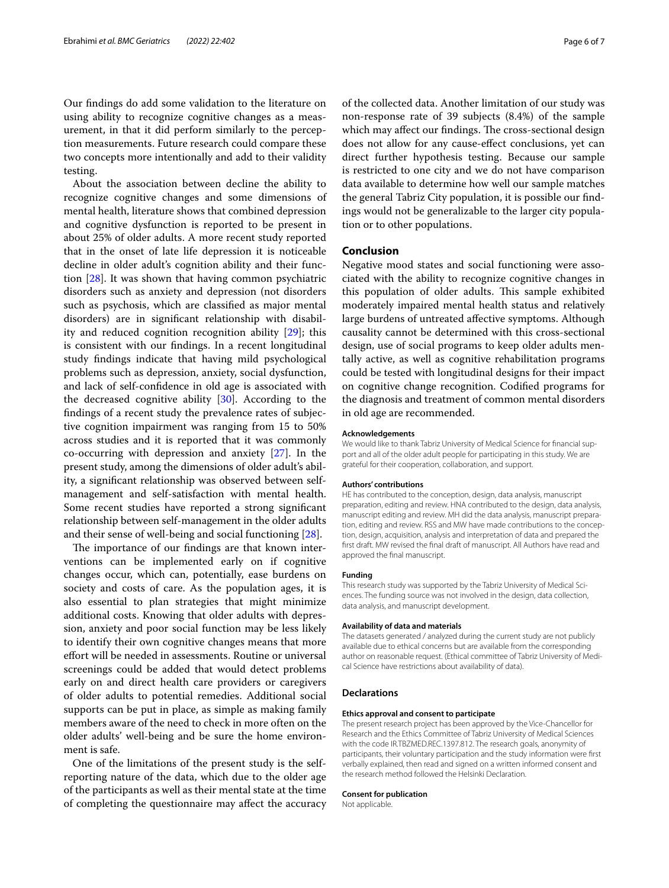Our findings do add some validation to the literature on using ability to recognize cognitive changes as a measurement, in that it did perform similarly to the perception measurements. Future research could compare these two concepts more intentionally and add to their validity testing.

About the association between decline the ability to recognize cognitive changes and some dimensions of mental health, literature shows that combined depression and cognitive dysfunction is reported to be present in about 25% of older adults. A more recent study reported that in the onset of late life depression it is noticeable decline in older adult's cognition ability and their function [28]. It was shown that having common psychiatric disorders such as anxiety and depression (not disorders such as psychosis, which are classified as major mental disorders) are in significant relationship with disability and reduced cognition recognition ability [29]; this is consistent with our findings. In a recent longitudinal study findings indicate that having mild psychological problems such as depression, anxiety, social dysfunction, and lack of self-confidence in old age is associated with the decreased cognitive ability [30]. According to the findings of a recent study the prevalence rates of subjective cognition impairment was ranging from 15 to 50% across studies and it is reported that it was commonly co-occurring with depression and anxiety [27]. In the present study, among the dimensions of older adult's ability, a significant relationship was observed between self-management and self-satisfaction with mental health. Some recent studies have reported a strong significant relationship between self-management in the older adults and their sense of well-being and social functioning [28].

The importance of our findings are that known interventions can be implemented early on if cognitive changes occur, which can, potentially, ease burdens on society and costs of care. As the population ages, it is also essential to plan strategies that might minimize additional costs. Knowing that older adults with depression, anxiety and poor social function may be less likely to identify their own cognitive changes means that more effort will be needed in assessments. Routine or universal screenings could be added that would detect problems early on and direct health care providers or caregivers of older adults to potential remedies. Additional social supports can be put in place, as simple as making family members aware of the need to check in more often on the older adults' well-being and be sure the home environment is safe.

One of the limitations of the present study is the self-reporting nature of the data, which due to the older age of the participants as well as their mental state at the time of completing the questionnaire may affect the accuracy of the collected data. Another limitation of our study was non-response rate of 39 subjects (8.4%) of the sample which may affect our findings. The cross-sectional design does not allow for any cause-effect conclusions, yet can direct further hypothesis testing. Because our sample is restricted to one city and we do not have comparison data available to determine how well our sample matches the general Tabriz City population, it is possible our findings would not be generalizable to the larger city population or to other populations.

## Conclusion

Negative mood states and social functioning were associated with the ability to recognize cognitive changes in this population of older adults. This sample exhibited moderately impaired mental health status and relatively large burdens of untreated affective symptoms. Although causality cannot be determined with this cross-sectional design, use of social programs to keep older adults mentally active, as well as cognitive rehabilitation programs could be tested with longitudinal designs for their impact on cognitive change recognition. Codified programs for the diagnosis and treatment of common mental disorders in old age are recommended.

### Acknowledgements

We would like to thank Tabriz University of Medical Science for financial support and all of the older adult people for participating in this study. We are grateful for their cooperation, collaboration, and support.

### Authors' contributions

HE has contributed to the conception, design, data analysis, manuscript preparation, editing and review. HNA contributed to the design, data analysis, manuscript editing and review. MH did the data analysis, manuscript preparation, editing and review. RSS and MW have made contributions to the conception, design, acquisition, analysis and interpretation of data and prepared the first draft. MW revised the final draft of manuscript. All Authors have read and approved the final manuscript.

### Funding

This research study was supported by the Tabriz University of Medical Sciences. The funding source was not involved in the design, data collection, data analysis, and manuscript development.

### Availability of data and materials

The datasets generated / analyzed during the current study are not publicly available due to ethical concerns but are available from the corresponding author on reasonable request. (Ethical committee of Tabriz University of Medical Science have restrictions about availability of data).

## Declarations

### Ethics approval and consent to participate

The present research project has been approved by the Vice-Chancellor for Research and the Ethics Committee of Tabriz University of Medical Sciences with the code IR.TBZMED.REC.1397.812. The research goals, anonymity of participants, their voluntary participation and the study information were first verbally explained, then read and signed on a written informed consent and the research method followed the Helsinki Declaration.

### Consent for publication

Not applicable.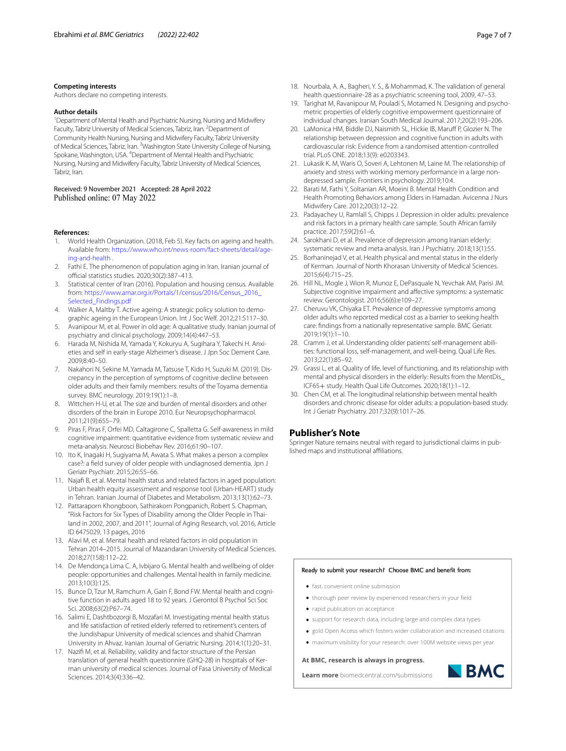### Competing interests

Authors declare no competing interests.

### Author details

[1]Department of Mental Health and Psychiatric Nursing, Nursing and Midwifery Faculty, Tabriz University of Medical Sciences, Tabriz, Iran. [2]Department of Community Health Nursing, Nursing and Midwifery Faculty, Tabriz University of Medical Sciences, Tabriz, Iran. [3]Washington State University College of Nursing, Spokane, Washington, USA. [4]Department of Mental Health and Psychiatric Nursing, Nursing and Midwifery Faculty, Tabriz University of Medical Sciences, Tabriz, Iran.

Received: 9 November 2021 Accepted: 28 April 2022
Published online: 07 May 2022

### References:

1. World Health Organization. (2018, Feb 5). Key facts on ageing and health. Available from: https://www.who.int/news-room/fact-sheets/detail/ageing-and-health .
2. Fathi E. The phenomenon of population aging in Iran. Iranian journal of official statistics studies. 2020;30(2):387–413.
3. Statistical center of Iran (2016). Population and housing census. Available from: https://www.amar.org.ir/Portals/1/census/2016/Census_2016_Selected_Findings.pdf
4. Walker A, Maltby T. Active ageing: A strategic policy solution to demographic ageing in the European Union. Int J Soc Welf. 2012;21:S117–30.
5. Avanipour M, et al. Power in old age: A qualitative study. Iranian journal of psychiatry and clinical psychology. 2009;14(4):447–53.
6. Harada M, Nishida M, Yamada Y, Kokuryu A, Sugihara Y, Takechi H. Anxieties and self in early-stage Alzheimer's disease. J Jpn Soc Dement Care. 2009;8:40–50.
7. Nakahori N, Sekine M, Yamada M, Tatsuse T, Kido H, Suzuki M. (2019). Discrepancy in the perception of symptoms of cognitive decline between older adults and their family members: results of the Toyama dementia survey. BMC neurology. 2019;19(1):1–8.
8. Wittchen H-U, et al. The size and burden of mental disorders and other disorders of the brain in Europe 2010. Eur Neuropsychopharmacol. 2011;21(9):655–79.
9. Piras F, Piras F, Orfei MD, Caltagirone C, Spalletta G. Self-awareness in mild cognitive impairment: quantitative evidence from systematic review and meta-analysis. Neurosci Biobehav Rev. 2016;61:90–107.
10. Ito K, Inagaki H, Sugiyama M, Awata S. What makes a person a complex case?: a field survey of older people with undiagnosed dementia. Jpn J Geriatr Psychiatr. 2015;26:55–66.
11. Najafi B, et al. Mental health status and related factors in aged population: Urban health equity assessment and response tool (Urban-HEART) study in Tehran. Iranian Journal of Diabetes and Metabolism. 2013;13(1):62–73.
12. Pattaraporn Khongboon, Sathirakorn Pongpanich, Robert S. Chapman, "Risk Factors for Six Types of Disability among the Older People in Thailand in 2002, 2007, and 2011", Journal of Aging Research, vol. 2016, Article ID 6475029, 13 pages, 2016
13. Alavi M, et al. Mental health and related factors in old population in Tehran 2014–2015. Journal of Mazandaran University of Medical Sciences. 2018;27(158):112–22.
14. De Mendonça Lima C. A, Ivbijaro G. Mental health and wellbeing of older people: opportunities and challenges. Mental health in family medicine. 2013;10(3):125.
15. Bunce D, Tzur M, Ramchurn A, Gain F, Bond FW. Mental health and cognitive function in adults aged 18 to 92 years. J Gerontol B Psychol Sci Soc Sci. 2008;63(2):P67–74.
16. Salimi E, Dashtbozorgi B, Mozafari M. Investigating mental health status and life satisfaction of retired elderly referred to retirement's centers of the Jundishapur University of medical sciences and shahid Chamran University in Ahvaz. Iranian Journal of Geriatric Nursing. 2014;1(1):20–31.
17. Nazifi M, et al. Reliability, validity and factor structure of the Persian translation of general health questionnire (GHQ-28) in hospitals of Kerman university of medical sciences. Journal of Fasa University of Medical Sciences. 2014;3(4):336–42.
18. Nourbala, A. A., Bagheri, Y. S., & Mohammad, K. The validation of general health questionnaire-28 as a psychiatric screening tool, 2009, 47–53.
19. Tarighat M, Ravanipour M, Pouladi S, Motamed N. Designing and psychometric properties of elderly cognitive empowerment questionnaire of individual changes. Iranian South Medical Journal. 2017;20(2):193–206.
20. LaMonica HM, Biddle DJ, Naismith SL, Hickie IB, Maruff P, Glozier N. The relationship between depression and cognitive function in adults with cardiovascular risk: Evidence from a randomised attention-controlled trial. PLoS ONE. 2018;13(9): e0203343.
21. Lukasik K. M, Waris O, Soveri A, Lehtonen M, Laine M. The relationship of anxiety and stress with working memory performance in a large non-depressed sample. Frontiers in psychology. 2019;10:4.
22. Barati M, Fathi Y, Soltanian AR, Moeini B. Mental Health Condition and Health Promoting Behaviors among Elders in Hamadan. Avicenna J Nurs Midwifery Care. 2012;20(3):12–22.
23. Padayachey U, Ramlall S, Chipps J. Depression in older adults: prevalence and risk factors in a primary health care sample. South African family practice. 2017;59(2):61–6.
24. Sarokhani D, et al. Prevalence of depression among Iranian elderly: systematic review and meta-analysis. Iran J Psychiatry. 2018;13(1):55.
25. Borhaninejad V, et al. Health physical and mental status in the elderly of Kerman. Journal of North Khorasan University of Medical Sciences. 2015;6(4):715–25.
26. Hill NL, Mogle J, Wion R, Munoz E, DePasquale N, Yevchak AM, Parisi JM. Subjective cognitive impairment and affective symptoms: a systematic review. Gerontologist. 2016;56(6):e109–27.
27. Cheruvu VK, Chiyaka ET. Prevalence of depressive symptoms among older adults who reported medical cost as a barrier to seeking health care: findings from a nationally representative sample. BMC Geriatr. 2019;19(1):1–10.
28. Cramm J, et al. Understanding older patients' self-management abilities: functional loss, self-management, and well-being. Qual Life Res. 2013;22(1):85–92.
29. Grassi L, et al. Quality of life, level of functioning, and its relationship with mental and physical disorders in the elderly: Results from the MentDis_ICF65+ study. Health Qual Life Outcomes. 2020;18(1):1–12.
30. Chen CM, et al. The longitudinal relationship between mental health disorders and chronic disease for older adults: a population-based study. Int J Geriatr Psychiatry. 2017;32(9):1017–26.

## Publisher's Note

Springer Nature remains neutral with regard to jurisdictional claims in published maps and institutional affiliations.

Ready to submit your research? Choose BMC and benefit from:

- fast, convenient online submission
- thorough peer review by experienced researchers in your field
- rapid publication on acceptance
- support for research data, including large and complex data types
- gold Open Access which fosters wider collaboration and increased citations
- maximum visibility for your research: over 100M website views per year

**At BMC, research is always in progress.**

**Learn more** biomedcentral.com/submissions

BMC